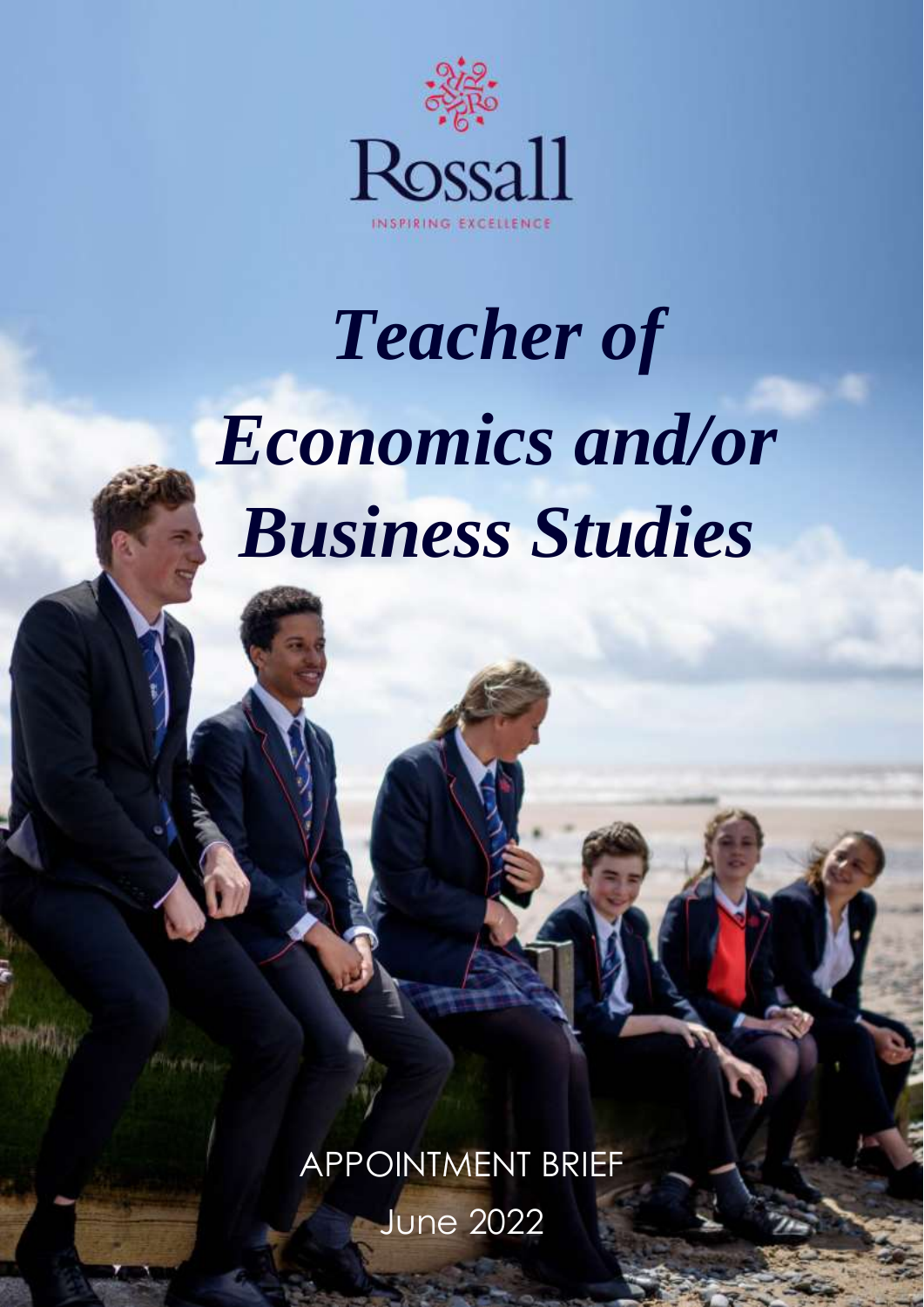Rossall

INSPIRING EXCELLENCE

# *Teacher of Economics and/or Business Studies*

APPOINTMENT BRIEF

June 2022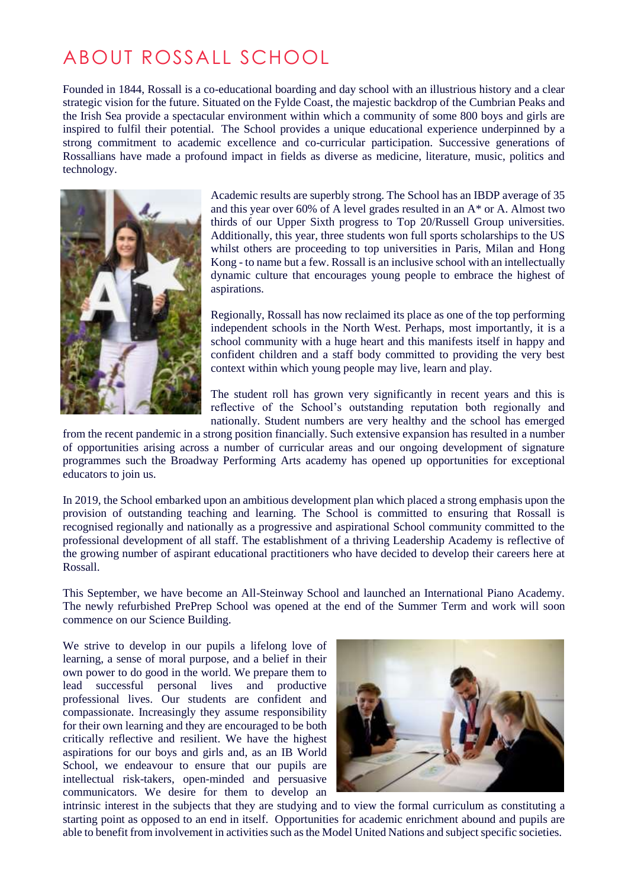# ABOUT ROSSALL SCHOOL

Founded in 1844, Rossall is a co-educational boarding and day school with an illustrious history and a clear strategic vision for the future. Situated on the Fylde Coast, the majestic backdrop of the Cumbrian Peaks and the Irish Sea provide a spectacular environment within which a community of some 800 boys and girls are inspired to fulfil their potential. The School provides a unique educational experience underpinned by a strong commitment to academic excellence and co-curricular participation. Successive generations of Rossallians have made a profound impact in fields as diverse as medicine, literature, music, politics and technology.

Academic results are superbly strong. The School has an IBDP average of 35 and this year over 60% of A level grades resulted in an A* or A. Almost two thirds of our Upper Sixth progress to Top 20/Russell Group universities. Additionally, this year, three students won full sports scholarships to the US whilst others are proceeding to top universities in Paris, Milan and Hong Kong - to name but a few. Rossall is an inclusive school with an intellectually dynamic culture that encourages young people to embrace the highest of aspirations.

Regionally, Rossall has now reclaimed its place as one of the top performing independent schools in the North West. Perhaps, most importantly, it is a school community with a huge heart and this manifests itself in happy and confident children and a staff body committed to providing the very best context within which young people may live, learn and play.

The student roll has grown very significantly in recent years and this is reflective of the School's outstanding reputation both regionally and nationally. Student numbers are very healthy and the school has emerged from the recent pandemic in a strong position financially. Such extensive expansion has resulted in a number of opportunities arising across a number of curricular areas and our ongoing development of signature programmes such the Broadway Performing Arts academy has opened up opportunities for exceptional educators to join us.

In 2019, the School embarked upon an ambitious development plan which placed a strong emphasis upon the provision of outstanding teaching and learning. The School is committed to ensuring that Rossall is recognised regionally and nationally as a progressive and aspirational School community committed to the professional development of all staff. The establishment of a thriving Leadership Academy is reflective of the growing number of aspirant educational practitioners who have decided to develop their careers here at Rossall.

This September, we have become an All-Steinway School and launched an International Piano Academy. The newly refurbished PrePrep School was opened at the end of the Summer Term and work will soon commence on our Science Building.

We strive to develop in our pupils a lifelong love of learning, a sense of moral purpose, and a belief in their own power to do good in the world. We prepare them to lead successful personal lives and productive professional lives. Our students are confident and compassionate. Increasingly they assume responsibility for their own learning and they are encouraged to be both critically reflective and resilient. We have the highest aspirations for our boys and girls and, as an IB World School, we endeavour to ensure that our pupils are intellectual risk-takers, open-minded and persuasive communicators. We desire for them to develop an intrinsic interest in the subjects that they are studying and to view the formal curriculum as constituting a starting point as opposed to an end in itself. Opportunities for academic enrichment abound and pupils are able to benefit from involvement in activities such as the Model United Nations and subject specific societies.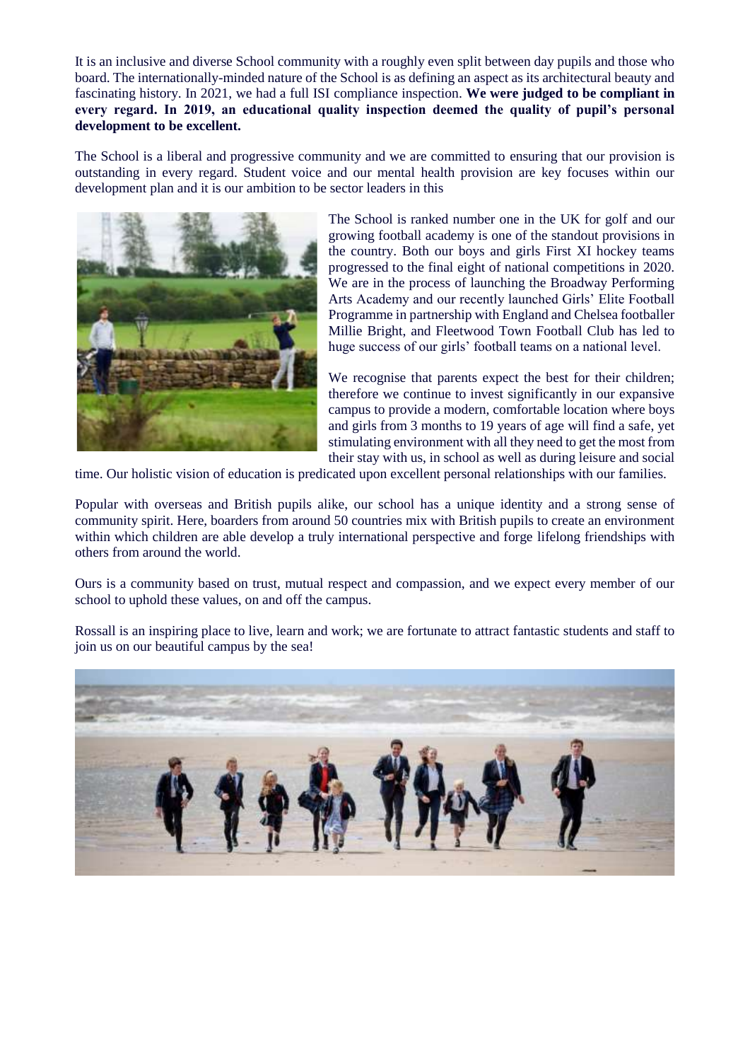It is an inclusive and diverse School community with a roughly even split between day pupils and those who board. The internationally-minded nature of the School is as defining an aspect as its architectural beauty and fascinating history. In 2021, we had a full ISI compliance inspection. **We were judged to be compliant in every regard. In 2019, an educational quality inspection deemed the quality of pupil's personal development to be excellent.**

The School is a liberal and progressive community and we are committed to ensuring that our provision is outstanding in every regard. Student voice and our mental health provision are key focuses within our development plan and it is our ambition to be sector leaders in this

The School is ranked number one in the UK for golf and our growing football academy is one of the standout provisions in the country. Both our boys and girls First XI hockey teams progressed to the final eight of national competitions in 2020. We are in the process of launching the Broadway Performing Arts Academy and our recently launched Girls' Elite Football Programme in partnership with England and Chelsea footballer Millie Bright, and Fleetwood Town Football Club has led to huge success of our girls' football teams on a national level.

We recognise that parents expect the best for their children; therefore we continue to invest significantly in our expansive campus to provide a modern, comfortable location where boys and girls from 3 months to 19 years of age will find a safe, yet stimulating environment with all they need to get the most from their stay with us, in school as well as during leisure and social time. Our holistic vision of education is predicated upon excellent personal relationships with our families.

Popular with overseas and British pupils alike, our school has a unique identity and a strong sense of community spirit. Here, boarders from around 50 countries mix with British pupils to create an environment within which children are able develop a truly international perspective and forge lifelong friendships with others from around the world.

Ours is a community based on trust, mutual respect and compassion, and we expect every member of our school to uphold these values, on and off the campus.

Rossall is an inspiring place to live, learn and work; we are fortunate to attract fantastic students and staff to join us on our beautiful campus by the sea!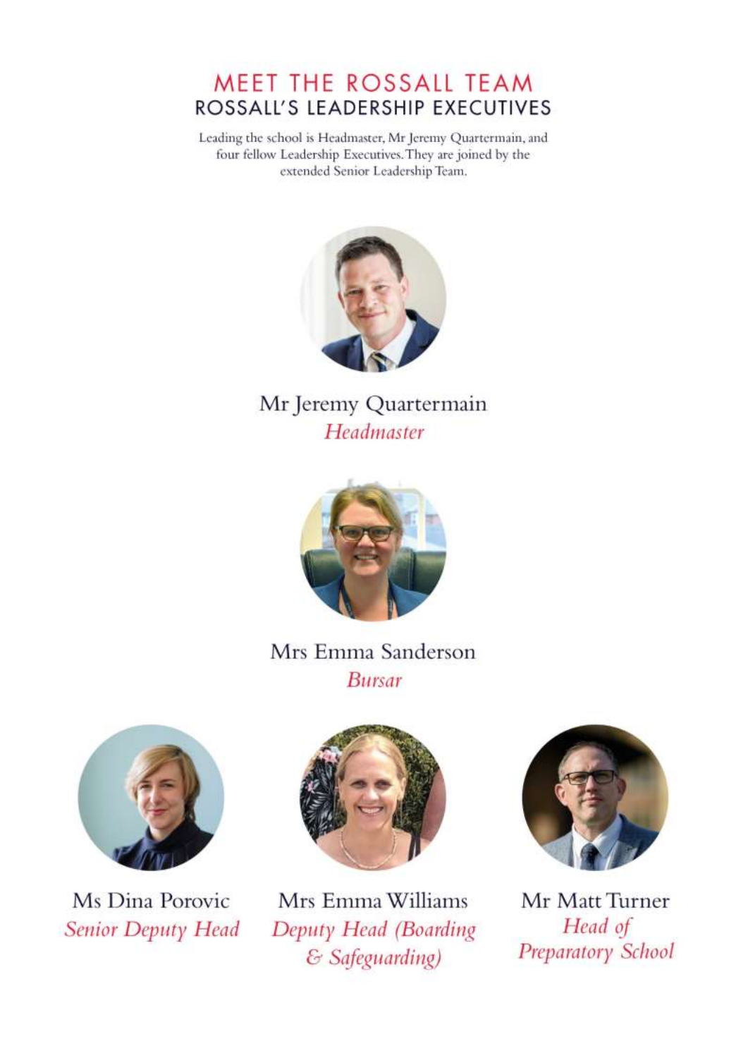# MEET THE ROSSALL TEAM

## ROSSALL'S LEADERSHIP EXECUTIVES

Leading the school is Headmaster, Mr Jeremy Quartermain, and four fellow Leadership Executives. They are joined by the extended Senior Leadership Team.

Mr Jeremy Quartermain
*Headmaster*

Mrs Emma Sanderson
*Bursar*

Ms Dina Porovic
*Senior Deputy Head*

Mrs Emma Williams
*Deputy Head (Boarding & Safeguarding)*

Mr Matt Turner
*Head of Preparatory School*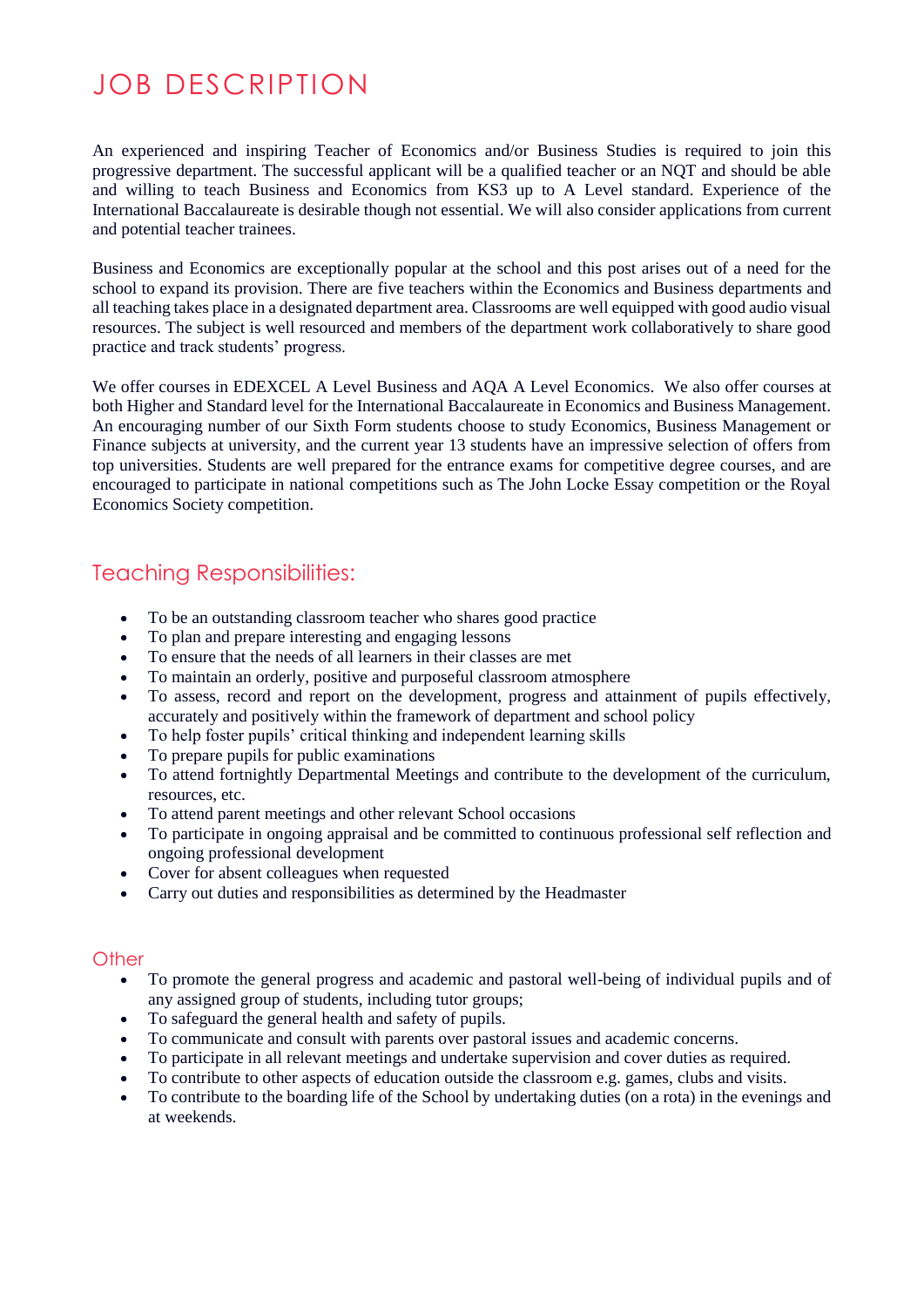# JOB DESCRIPTION

An experienced and inspiring Teacher of Economics and/or Business Studies is required to join this progressive department. The successful applicant will be a qualified teacher or an NQT and should be able and willing to teach Business and Economics from KS3 up to A Level standard. Experience of the International Baccalaureate is desirable though not essential. We will also consider applications from current and potential teacher trainees.

Business and Economics are exceptionally popular at the school and this post arises out of a need for the school to expand its provision. There are five teachers within the Economics and Business departments and all teaching takes place in a designated department area. Classrooms are well equipped with good audio visual resources. The subject is well resourced and members of the department work collaboratively to share good practice and track students' progress.

We offer courses in EDEXCEL A Level Business and AQA A Level Economics. We also offer courses at both Higher and Standard level for the International Baccalaureate in Economics and Business Management. An encouraging number of our Sixth Form students choose to study Economics, Business Management or Finance subjects at university, and the current year 13 students have an impressive selection of offers from top universities. Students are well prepared for the entrance exams for competitive degree courses, and are encouraged to participate in national competitions such as The John Locke Essay competition or the Royal Economics Society competition.

## Teaching Responsibilities:

- To be an outstanding classroom teacher who shares good practice
- To plan and prepare interesting and engaging lessons
- To ensure that the needs of all learners in their classes are met
- To maintain an orderly, positive and purposeful classroom atmosphere
- To assess, record and report on the development, progress and attainment of pupils effectively, accurately and positively within the framework of department and school policy
- To help foster pupils' critical thinking and independent learning skills
- To prepare pupils for public examinations
- To attend fortnightly Departmental Meetings and contribute to the development of the curriculum, resources, etc.
- To attend parent meetings and other relevant School occasions
- To participate in ongoing appraisal and be committed to continuous professional self reflection and ongoing professional development
- Cover for absent colleagues when requested
- Carry out duties and responsibilities as determined by the Headmaster

### Other

- To promote the general progress and academic and pastoral well-being of individual pupils and of any assigned group of students, including tutor groups;
- To safeguard the general health and safety of pupils.
- To communicate and consult with parents over pastoral issues and academic concerns.
- To participate in all relevant meetings and undertake supervision and cover duties as required.
- To contribute to other aspects of education outside the classroom e.g. games, clubs and visits.
- To contribute to the boarding life of the School by undertaking duties (on a rota) in the evenings and at weekends.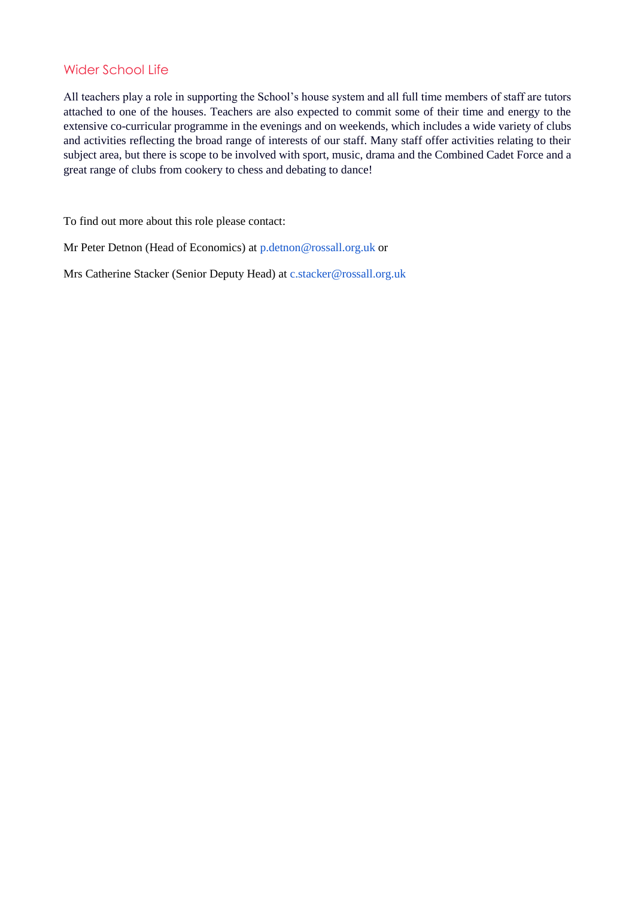## Wider School Life

All teachers play a role in supporting the School's house system and all full time members of staff are tutors attached to one of the houses. Teachers are also expected to commit some of their time and energy to the extensive co-curricular programme in the evenings and on weekends, which includes a wide variety of clubs and activities reflecting the broad range of interests of our staff. Many staff offer activities relating to their subject area, but there is scope to be involved with sport, music, drama and the Combined Cadet Force and a great range of clubs from cookery to chess and debating to dance!

To find out more about this role please contact:

Mr Peter Detnon (Head of Economics) at p.detnon@rossall.org.uk or

Mrs Catherine Stacker (Senior Deputy Head) at c.stacker@rossall.org.uk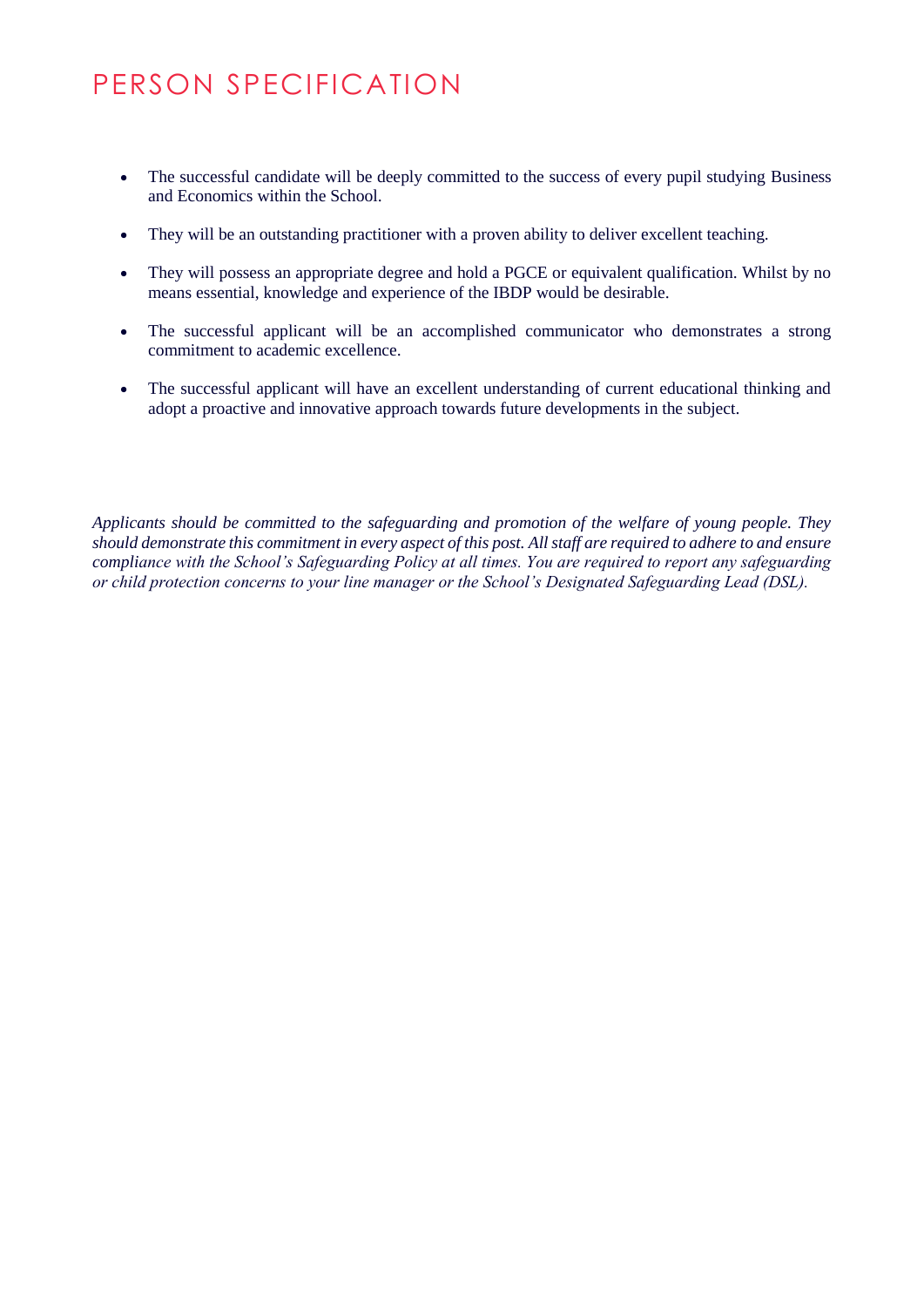# PERSON SPECIFICATION

- The successful candidate will be deeply committed to the success of every pupil studying Business and Economics within the School.
- They will be an outstanding practitioner with a proven ability to deliver excellent teaching.
- They will possess an appropriate degree and hold a PGCE or equivalent qualification. Whilst by no means essential, knowledge and experience of the IBDP would be desirable.
- The successful applicant will be an accomplished communicator who demonstrates a strong commitment to academic excellence.
- The successful applicant will have an excellent understanding of current educational thinking and adopt a proactive and innovative approach towards future developments in the subject.

*Applicants should be committed to the safeguarding and promotion of the welfare of young people. They should demonstrate this commitment in every aspect of this post. All staff are required to adhere to and ensure compliance with the School's Safeguarding Policy at all times. You are required to report any safeguarding or child protection concerns to your line manager or the School's Designated Safeguarding Lead (DSL).*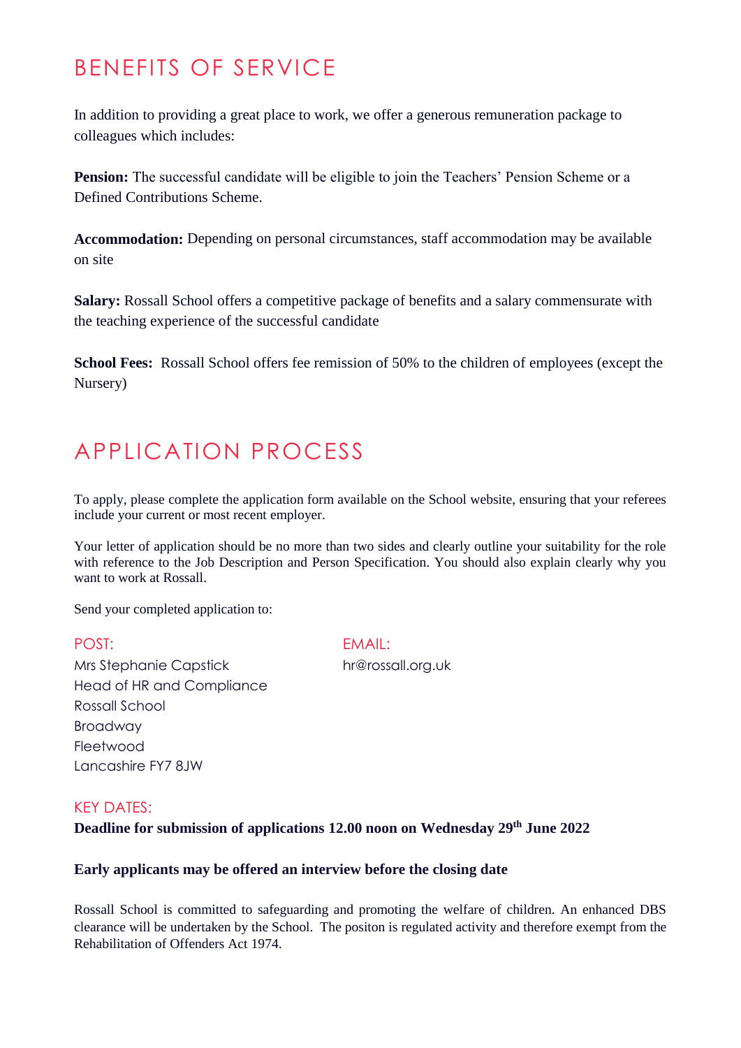## BENEFITS OF SERVICE

In addition to providing a great place to work, we offer a generous remuneration package to colleagues which includes:

**Pension:** The successful candidate will be eligible to join the Teachers' Pension Scheme or a Defined Contributions Scheme.

**Accommodation:** Depending on personal circumstances, staff accommodation may be available on site

**Salary:** Rossall School offers a competitive package of benefits and a salary commensurate with the teaching experience of the successful candidate

**School Fees:** Rossall School offers fee remission of 50% to the children of employees (except the Nursery)

## APPLICATION PROCESS

To apply, please complete the application form available on the School website, ensuring that your referees include your current or most recent employer.

Your letter of application should be no more than two sides and clearly outline your suitability for the role with reference to the Job Description and Person Specification. You should also explain clearly why you want to work at Rossall.

Send your completed application to:

POST:

Mrs Stephanie Capstick
Head of HR and Compliance
Rossall School
Broadway
Fleetwood
Lancashire FY7 8JW

EMAIL:

hr@rossall.org.uk

KEY DATES:

**Deadline for submission of applications 12.00 noon on Wednesday 29th June 2022**

**Early applicants may be offered an interview before the closing date**

Rossall School is committed to safeguarding and promoting the welfare of children. An enhanced DBS clearance will be undertaken by the School. The positon is regulated activity and therefore exempt from the Rehabilitation of Offenders Act 1974.